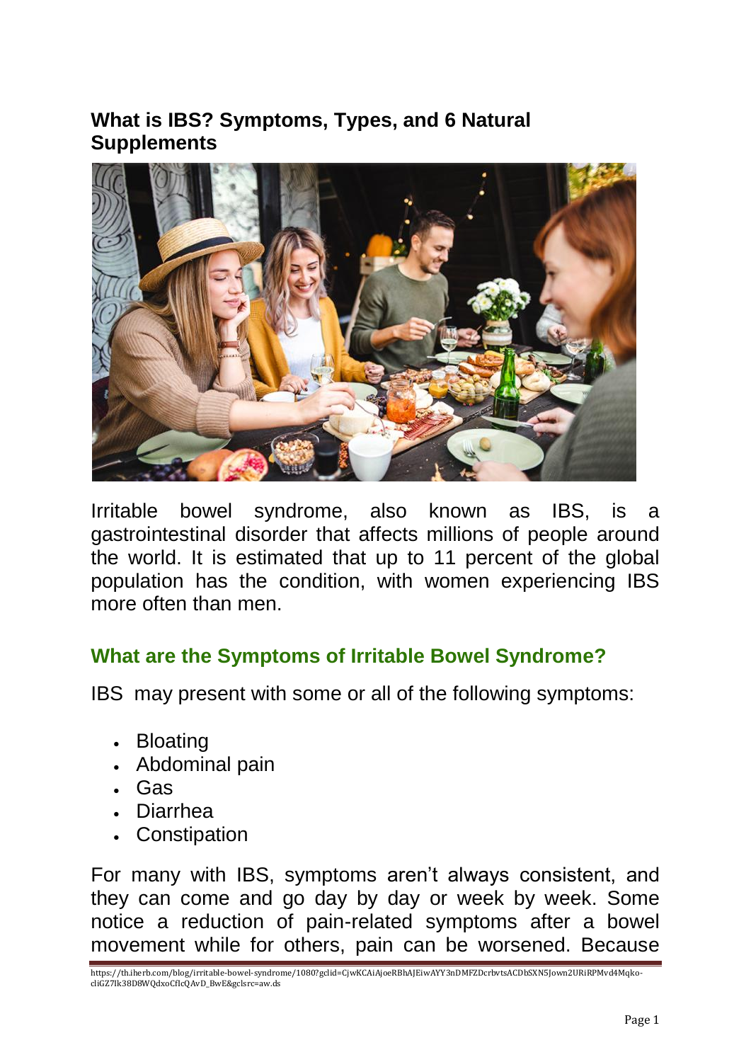# What is IBS? Symptoms, Types, and 6 Natural Supplements

Irritable bowel syndrome, also known as IBS, is a gastrointestinal disorder that affects millions of people around the world. It is estimated that up to 11 percent of the global population has the condition, with women experiencing IBS more often than men.

## What are the Symptoms of Irritable Bowel Syndrome?

IBS may present with some or all of the following symptoms:

- Bloating
- Abdominal pain
- Gas
- Diarrhea
- Constipation

For many with IBS, symptoms aren't always consistent, and they can come and go day by day or week by week. Some notice a reduction of pain-related symptoms after a bowel movement while for others, pain can be worsened. Because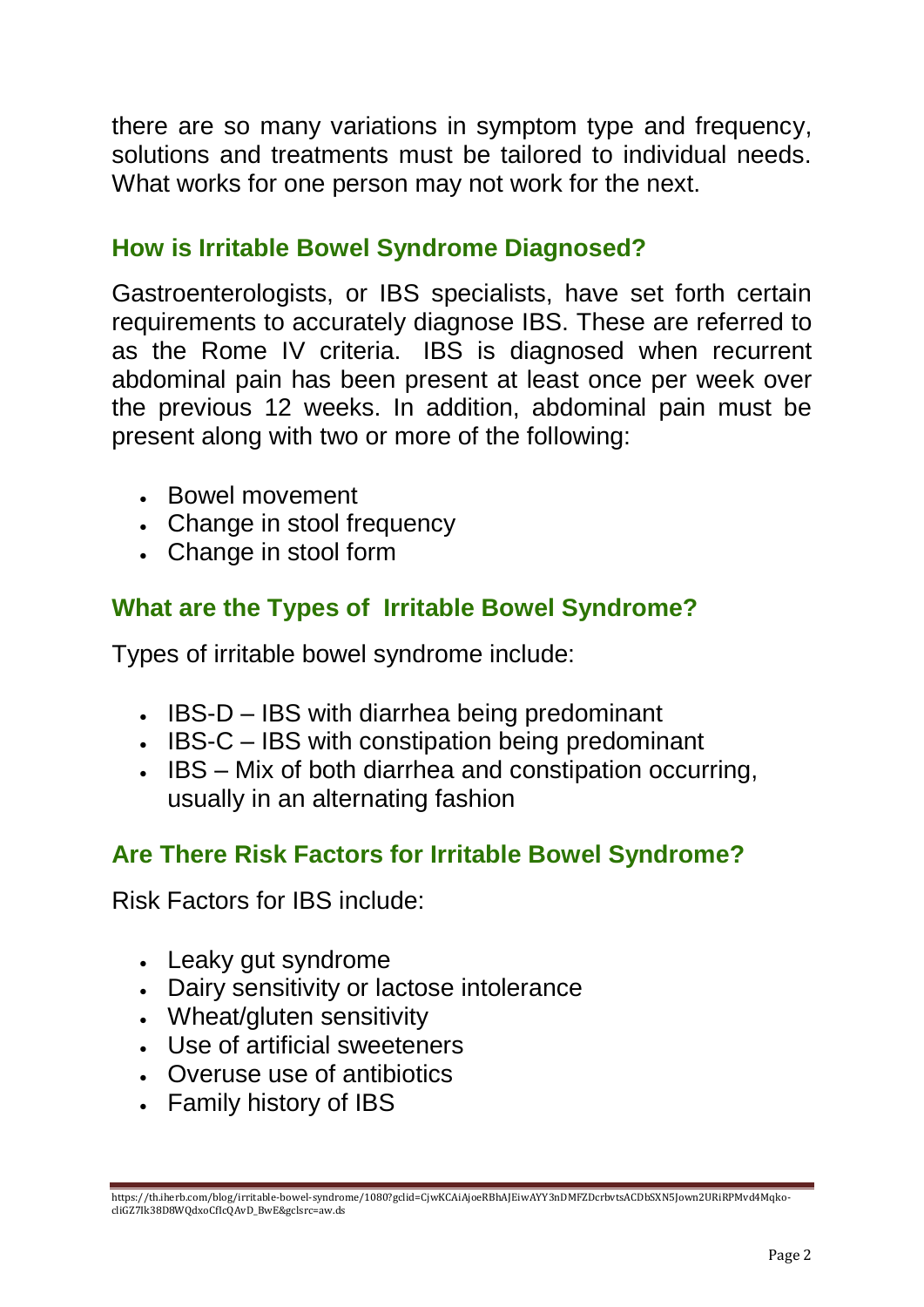there are so many variations in symptom type and frequency, solutions and treatments must be tailored to individual needs. What works for one person may not work for the next.

## How is Irritable Bowel Syndrome Diagnosed?

Gastroenterologists, or IBS specialists, have set forth certain requirements to accurately diagnose IBS. These are referred to as the Rome IV criteria. IBS is diagnosed when recurrent abdominal pain has been present at least once per week over the previous 12 weeks. In addition, abdominal pain must be present along with two or more of the following:

- Bowel movement
- Change in stool frequency
- Change in stool form

## What are the Types of Irritable Bowel Syndrome?

Types of irritable bowel syndrome include:

- IBS-D – IBS with diarrhea being predominant
- IBS-C – IBS with constipation being predominant
- IBS – Mix of both diarrhea and constipation occurring, usually in an alternating fashion

## Are There Risk Factors for Irritable Bowel Syndrome?

Risk Factors for IBS include:

- Leaky gut syndrome
- Dairy sensitivity or lactose intolerance
- Wheat/gluten sensitivity
- Use of artificial sweeteners
- Overuse use of antibiotics
- Family history of IBS

https://th.iherb.com/blog/irritable-bowel-syndrome/1080?gclid=CjwKCAiAjoeRBhAJEiwAYY3nDMFZDcrbvtsACDbSXN5Jown2URiRPMvd4Mqko-cliGZ7lk38D8WQdxoCflcQAvD_BwE&gclsrc=aw.ds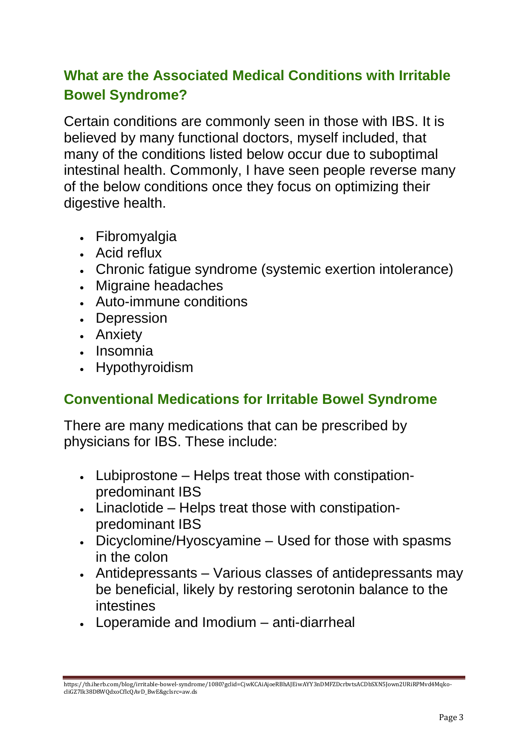## What are the Associated Medical Conditions with Irritable Bowel Syndrome?

Certain conditions are commonly seen in those with IBS. It is believed by many functional doctors, myself included, that many of the conditions listed below occur due to suboptimal intestinal health. Commonly, I have seen people reverse many of the below conditions once they focus on optimizing their digestive health.

- Fibromyalgia
- Acid reflux
- Chronic fatigue syndrome (systemic exertion intolerance)
- Migraine headaches
- Auto-immune conditions
- Depression
- Anxiety
- Insomnia
- Hypothyroidism

## Conventional Medications for Irritable Bowel Syndrome

There are many medications that can be prescribed by physicians for IBS. These include:

- Lubiprostone – Helps treat those with constipation-predominant IBS
- Linaclotide – Helps treat those with constipation-predominant IBS
- Dicyclomine/Hyoscyamine – Used for those with spasms in the colon
- Antidepressants – Various classes of antidepressants may be beneficial, likely by restoring serotonin balance to the intestines
- Loperamide and Imodium – anti-diarrheal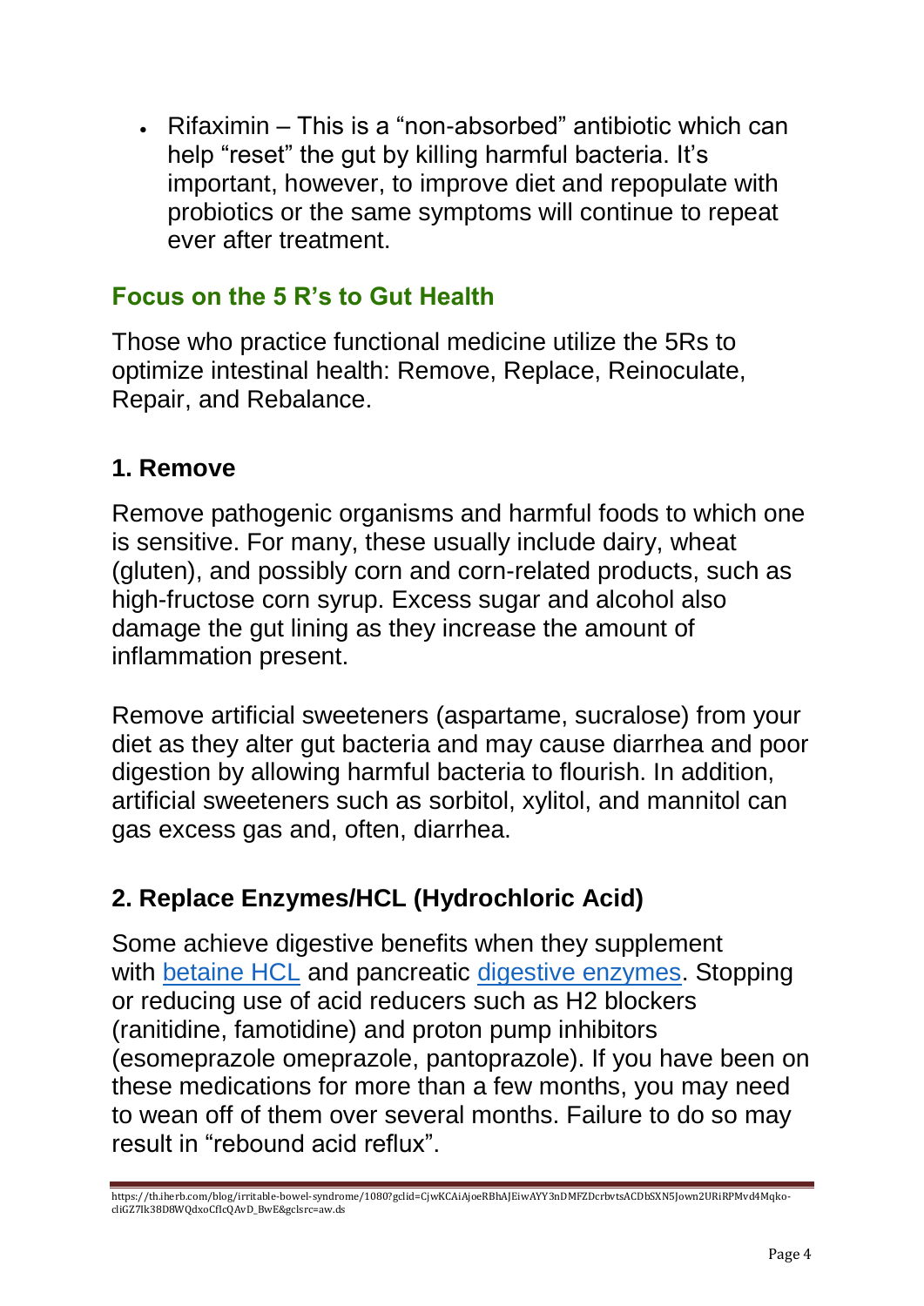- Rifaximin – This is a "non-absorbed" antibiotic which can help "reset" the gut by killing harmful bacteria. It's important, however, to improve diet and repopulate with probiotics or the same symptoms will continue to repeat ever after treatment.

## Focus on the 5 R's to Gut Health

Those who practice functional medicine utilize the 5Rs to optimize intestinal health: Remove, Replace, Reinoculate, Repair, and Rebalance.

### 1. Remove

Remove pathogenic organisms and harmful foods to which one is sensitive. For many, these usually include dairy, wheat (gluten), and possibly corn and corn-related products, such as high-fructose corn syrup. Excess sugar and alcohol also damage the gut lining as they increase the amount of inflammation present.

Remove artificial sweeteners (aspartame, sucralose) from your diet as they alter gut bacteria and may cause diarrhea and poor digestion by allowing harmful bacteria to flourish. In addition, artificial sweeteners such as sorbitol, xylitol, and mannitol can gas excess gas and, often, diarrhea.

### 2. Replace Enzymes/HCL (Hydrochloric Acid)

Some achieve digestive benefits when they supplement with betaine HCL and pancreatic digestive enzymes. Stopping or reducing use of acid reducers such as H2 blockers (ranitidine, famotidine) and proton pump inhibitors (esomeprazole omeprazole, pantoprazole). If you have been on these medications for more than a few months, you may need to wean off of them over several months. Failure to do so may result in "rebound acid reflux".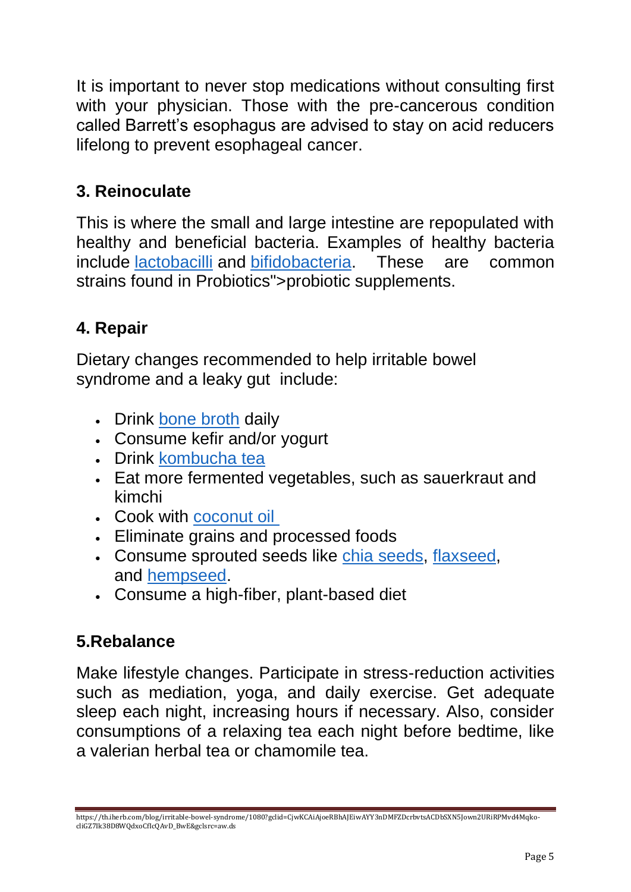It is important to never stop medications without consulting first with your physician. Those with the pre-cancerous condition called Barrett's esophagus are advised to stay on acid reducers lifelong to prevent esophageal cancer.

### 3. Reinoculate

This is where the small and large intestine are repopulated with healthy and beneficial bacteria. Examples of healthy bacteria include lactobacilli and bifidobacteria. These are common strains found in Probiotics">probiotic supplements.

### 4. Repair

Dietary changes recommended to help irritable bowel syndrome and a leaky gut include:

- Drink bone broth daily
- Consume kefir and/or yogurt
- Drink kombucha tea
- Eat more fermented vegetables, such as sauerkraut and kimchi
- Cook with coconut oil
- Eliminate grains and processed foods
- Consume sprouted seeds like chia seeds, flaxseed, and hempseed.
- Consume a high-fiber, plant-based diet

### 5.Rebalance

Make lifestyle changes. Participate in stress-reduction activities such as mediation, yoga, and daily exercise. Get adequate sleep each night, increasing hours if necessary. Also, consider consumptions of a relaxing tea each night before bedtime, like a valerian herbal tea or chamomile tea.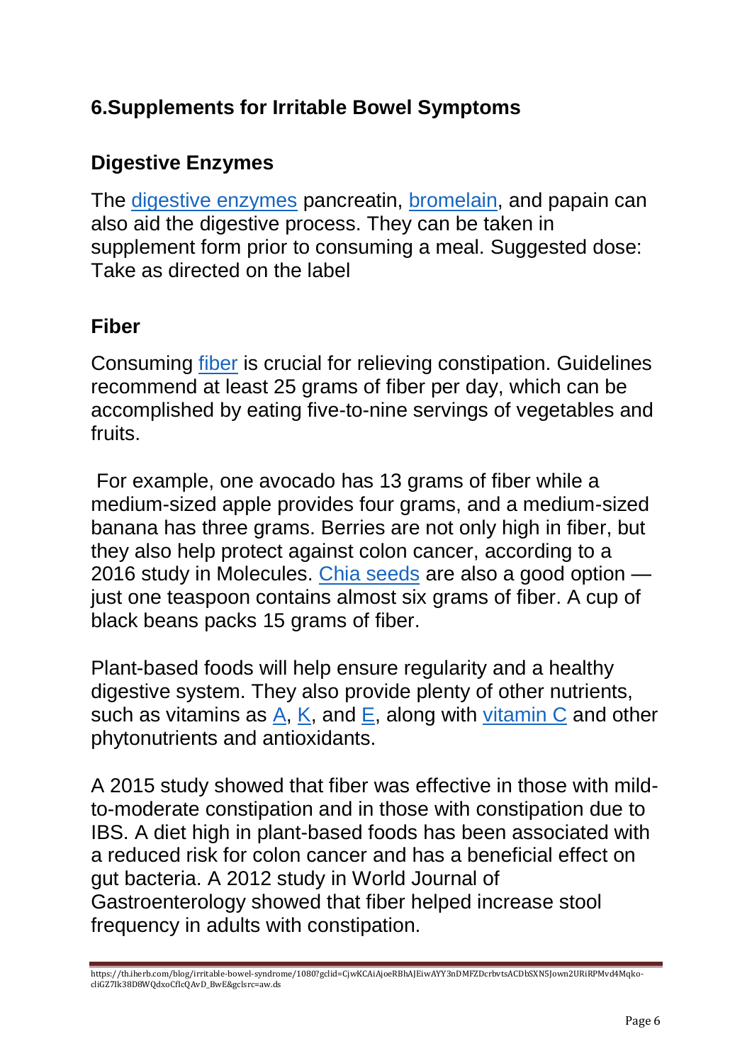## 6.Supplements for Irritable Bowel Symptoms

### Digestive Enzymes

The digestive enzymes pancreatin, bromelain, and papain can also aid the digestive process. They can be taken in supplement form prior to consuming a meal. Suggested dose: Take as directed on the label

### Fiber

Consuming fiber is crucial for relieving constipation. Guidelines recommend at least 25 grams of fiber per day, which can be accomplished by eating five-to-nine servings of vegetables and fruits.

For example, one avocado has 13 grams of fiber while a medium-sized apple provides four grams, and a medium-sized banana has three grams. Berries are not only high in fiber, but they also help protect against colon cancer, according to a 2016 study in Molecules. Chia seeds are also a good option — just one teaspoon contains almost six grams of fiber. A cup of black beans packs 15 grams of fiber.

Plant-based foods will help ensure regularity and a healthy digestive system. They also provide plenty of other nutrients, such as vitamins as A, K, and E, along with vitamin C and other phytonutrients and antioxidants.

A 2015 study showed that fiber was effective in those with mild-to-moderate constipation and in those with constipation due to IBS. A diet high in plant-based foods has been associated with a reduced risk for colon cancer and has a beneficial effect on gut bacteria. A 2012 study in World Journal of Gastroenterology showed that fiber helped increase stool frequency in adults with constipation.

https://th.iherb.com/blog/irritable-bowel-syndrome/1080?gclid=CjwKCAiAjoeRBhAJEiwAYY3nDMFZDcrbvtsACDbSXN5Jown2URiRPMvd4Mqko-cliGZ7Ik38D8WQdxoCfIcQAvD_BwE&gclsrc=aw.ds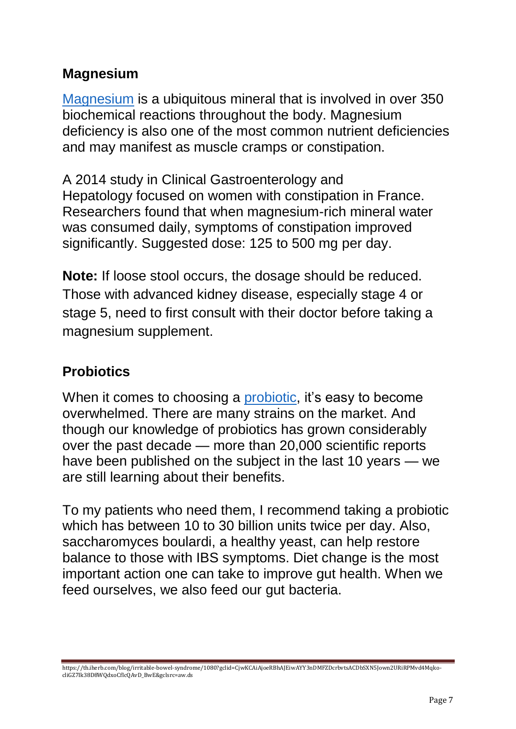## Magnesium

Magnesium is a ubiquitous mineral that is involved in over 350 biochemical reactions throughout the body. Magnesium deficiency is also one of the most common nutrient deficiencies and may manifest as muscle cramps or constipation.

A 2014 study in Clinical Gastroenterology and Hepatology focused on women with constipation in France. Researchers found that when magnesium-rich mineral water was consumed daily, symptoms of constipation improved significantly. Suggested dose: 125 to 500 mg per day.

**Note:** If loose stool occurs, the dosage should be reduced. Those with advanced kidney disease, especially stage 4 or stage 5, need to first consult with their doctor before taking a magnesium supplement.

## Probiotics

When it comes to choosing a probiotic, it's easy to become overwhelmed. There are many strains on the market. And though our knowledge of probiotics has grown considerably over the past decade — more than 20,000 scientific reports have been published on the subject in the last 10 years — we are still learning about their benefits.

To my patients who need them, I recommend taking a probiotic which has between 10 to 30 billion units twice per day. Also, saccharomyces boulardi, a healthy yeast, can help restore balance to those with IBS symptoms. Diet change is the most important action one can take to improve gut health. When we feed ourselves, we also feed our gut bacteria.

https://th.iherb.com/blog/irritable-bowel-syndrome/1080?gclid=CjwKCAiAjoeRBhAJEiwAYY3nDMFZDcrbvtsACDbSXN5Jown2URiRPMvd4Mqko-cliGZ7lk38D8WQdxoCfIcQAvD_BwE&gclsrc=aw.ds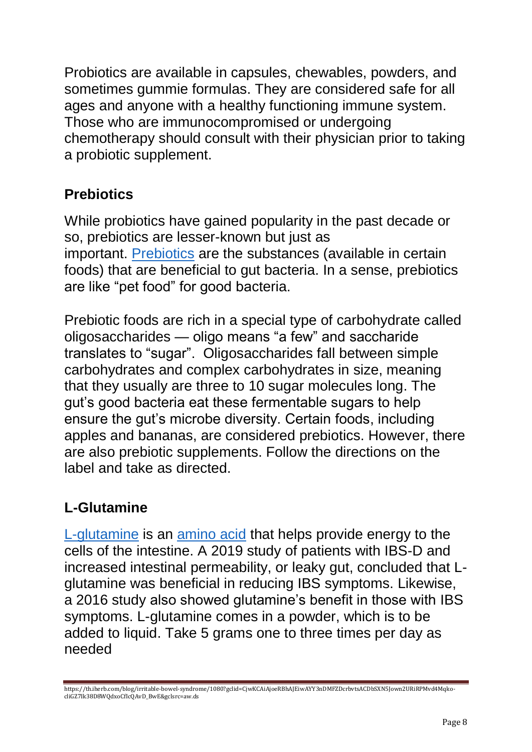Probiotics are available in capsules, chewables, powders, and sometimes gummie formulas. They are considered safe for all ages and anyone with a healthy functioning immune system. Those who are immunocompromised or undergoing chemotherapy should consult with their physician prior to taking a probiotic supplement.

## Prebiotics

While probiotics have gained popularity in the past decade or so, prebiotics are lesser-known but just as important. Prebiotics are the substances (available in certain foods) that are beneficial to gut bacteria. In a sense, prebiotics are like "pet food" for good bacteria.

Prebiotic foods are rich in a special type of carbohydrate called oligosaccharides — oligo means "a few" and saccharide translates to "sugar". Oligosaccharides fall between simple carbohydrates and complex carbohydrates in size, meaning that they usually are three to 10 sugar molecules long. The gut's good bacteria eat these fermentable sugars to help ensure the gut's microbe diversity. Certain foods, including apples and bananas, are considered prebiotics. However, there are also prebiotic supplements. Follow the directions on the label and take as directed.

## L-Glutamine

L-glutamine is an amino acid that helps provide energy to the cells of the intestine. A 2019 study of patients with IBS-D and increased intestinal permeability, or leaky gut, concluded that L-glutamine was beneficial in reducing IBS symptoms. Likewise, a 2016 study also showed glutamine's benefit in those with IBS symptoms. L-glutamine comes in a powder, which is to be added to liquid. Take 5 grams one to three times per day as needed

https://th.iherb.com/blog/irritable-bowel-syndrome/1080?gclid=CjwKCAiAjoeRBhAJEiwAYY3nDMFZDcrbvtsACDbSXN5Jown2URiRPMvd4Mqko-cliGZ7lk38D8WQdxoCfIcQAvD_BwE&gclsrc=aw.ds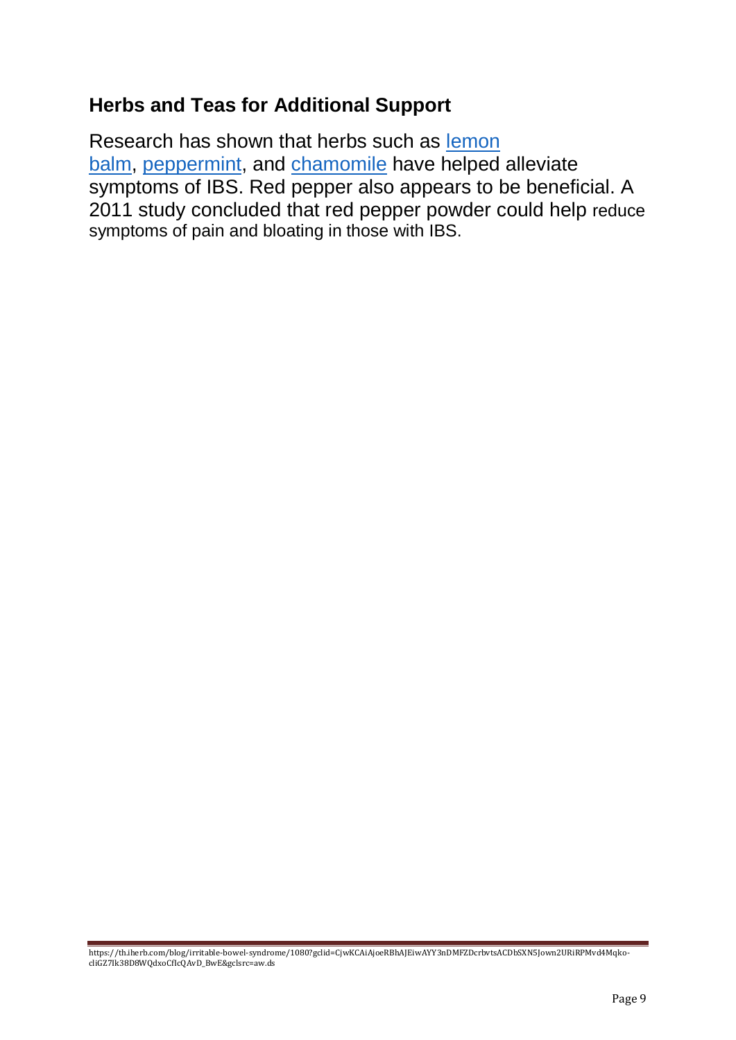## Herbs and Teas for Additional Support

Research has shown that herbs such as lemon balm, peppermint, and chamomile have helped alleviate symptoms of IBS. Red pepper also appears to be beneficial. A 2011 study concluded that red pepper powder could help reduce symptoms of pain and bloating in those with IBS.

https://th.iherb.com/blog/irritable-bowel-syndrome/1080?gclid=CjwKCAiAjoeRBhAJEiwAYY3nDMFZDcrbvtsACDbSXN5Jown2URiRPMvd4Mqko-cliGZ7lk38D8WQdxoCfIcQAvD_BwE&gclsrc=aw.ds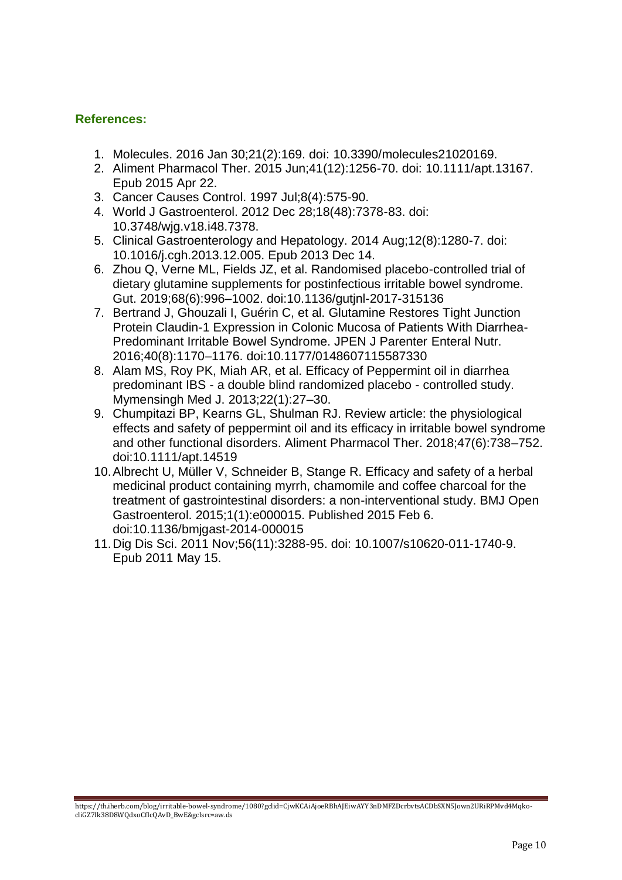## References:

1. Molecules. 2016 Jan 30;21(2):169. doi: 10.3390/molecules21020169.
2. Aliment Pharmacol Ther. 2015 Jun;41(12):1256-70. doi: 10.1111/apt.13167. Epub 2015 Apr 22.
3. Cancer Causes Control. 1997 Jul;8(4):575-90.
4. World J Gastroenterol. 2012 Dec 28;18(48):7378-83. doi: 10.3748/wjg.v18.i48.7378.
5. Clinical Gastroenterology and Hepatology. 2014 Aug;12(8):1280-7. doi: 10.1016/j.cgh.2013.12.005. Epub 2013 Dec 14.
6. Zhou Q, Verne ML, Fields JZ, et al. Randomised placebo-controlled trial of dietary glutamine supplements for postinfectious irritable bowel syndrome. Gut. 2019;68(6):996–1002. doi:10.1136/gutjnl-2017-315136
7. Bertrand J, Ghouzali I, Guérin C, et al. Glutamine Restores Tight Junction Protein Claudin-1 Expression in Colonic Mucosa of Patients With Diarrhea-Predominant Irritable Bowel Syndrome. JPEN J Parenter Enteral Nutr. 2016;40(8):1170–1176. doi:10.1177/0148607115587330
8. Alam MS, Roy PK, Miah AR, et al. Efficacy of Peppermint oil in diarrhea predominant IBS - a double blind randomized placebo - controlled study. Mymensingh Med J. 2013;22(1):27–30.
9. Chumpitazi BP, Kearns GL, Shulman RJ. Review article: the physiological effects and safety of peppermint oil and its efficacy in irritable bowel syndrome and other functional disorders. Aliment Pharmacol Ther. 2018;47(6):738–752. doi:10.1111/apt.14519
10. Albrecht U, Müller V, Schneider B, Stange R. Efficacy and safety of a herbal medicinal product containing myrrh, chamomile and coffee charcoal for the treatment of gastrointestinal disorders: a non-interventional study. BMJ Open Gastroenterol. 2015;1(1):e000015. Published 2015 Feb 6. doi:10.1136/bmjgast-2014-000015
11. Dig Dis Sci. 2011 Nov;56(11):3288-95. doi: 10.1007/s10620-011-1740-9. Epub 2011 May 15.